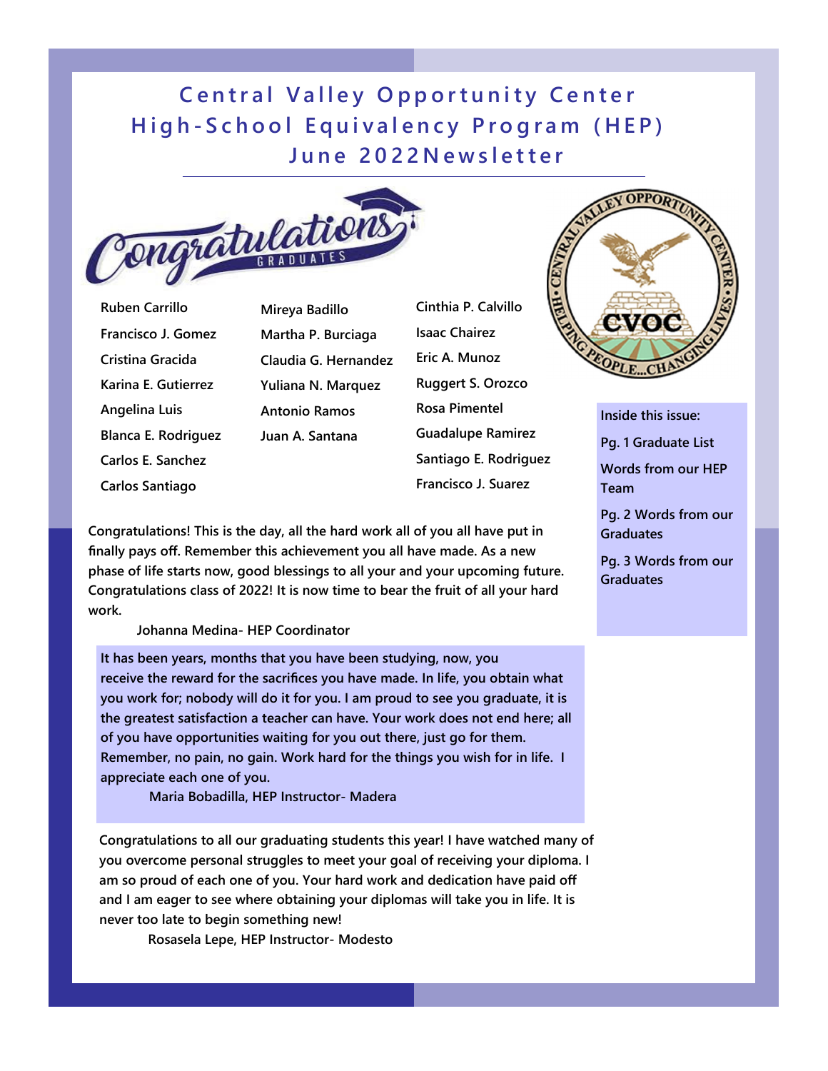# Central Valley Opportunity Center High-School Equivalency Program (HEP) June 2022Newsletter

## Congratulations GRADUATES

Ruben Carrillo
Francisco J. Gomez
Cristina Gracida
Karina E. Gutierrez
Angelina Luis
Blanca E. Rodriguez
Carlos E. Sanchez
Carlos Santiago

Mireya Badillo
Martha P. Burciaga
Claudia G. Hernandez
Yuliana N. Marquez
Antonio Ramos
Juan A. Santana

Cinthia P. Calvillo
Isaac Chairez
Eric A. Munoz
Ruggert S. Orozco
Rosa Pimentel
Guadalupe Ramirez
Santiago E. Rodriguez
Francisco J. Suarez

**Inside this issue:**

- Pg. 1 Graduate List
- Words from our HEP Team
- Pg. 2 Words from our Graduates
- Pg. 3 Words from our Graduates

**Congratulations! This is the day, all the hard work all of you all have put in finally pays off. Remember this achievement you all have made. As a new phase of life starts now, good blessings to all your and your upcoming future. Congratulations class of 2022! It is now time to bear the fruit of all your hard work.**

**Johanna Medina- HEP Coordinator**

**It has been years, months that you have been studying, now, you receive the reward for the sacrifices you have made. In life, you obtain what you work for; nobody will do it for you. I am proud to see you graduate, it is the greatest satisfaction a teacher can have. Your work does not end here; all of you have opportunities waiting for you out there, just go for them. Remember, no pain, no gain. Work hard for the things you wish for in life. I appreciate each one of you.**

**Maria Bobadilla, HEP Instructor- Madera**

**Congratulations to all our graduating students this year! I have watched many of you overcome personal struggles to meet your goal of receiving your diploma. I am so proud of each one of you. Your hard work and dedication have paid off and I am eager to see where obtaining your diplomas will take you in life. It is never too late to begin something new!**

**Rosasela Lepe, HEP Instructor- Modesto**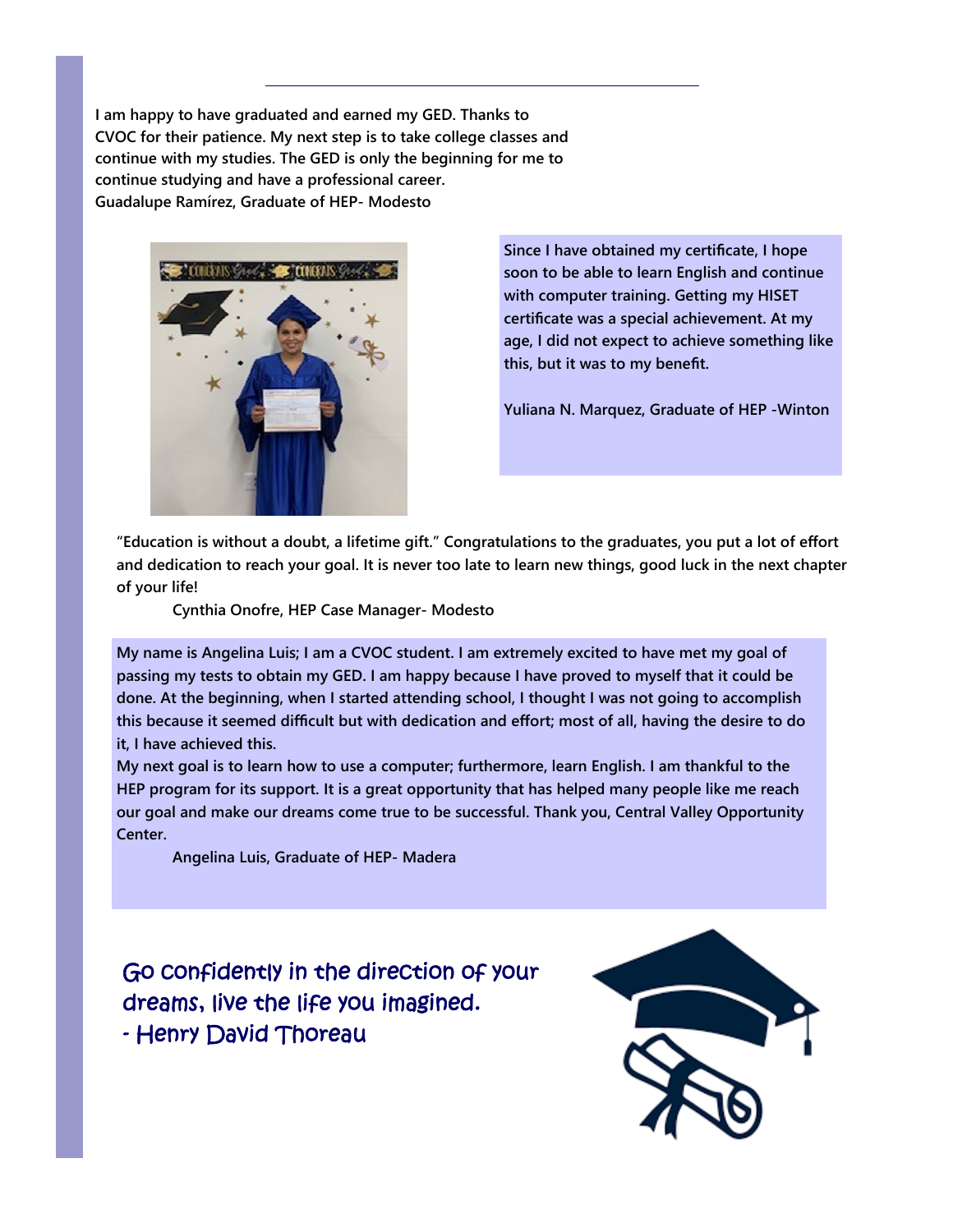**I am happy to have graduated and earned my GED. Thanks to CVOC for their patience. My next step is to take college classes and continue with my studies. The GED is only the beginning for me to continue studying and have a professional career.**
**Guadalupe Ramírez, Graduate of HEP- Modesto**

**Since I have obtained my certificate, I hope soon to be able to learn English and continue with computer training. Getting my HISET certificate was a special achievement. At my age, I did not expect to achieve something like this, but it was to my benefit.**

**Yuliana N. Marquez, Graduate of HEP -Winton**

**"Education is without a doubt, a lifetime gift." Congratulations to the graduates, you put a lot of effort and dedication to reach your goal. It is never too late to learn new things, good luck in the next chapter of your life!**

**Cynthia Onofre, HEP Case Manager- Modesto**

**My name is Angelina Luis; I am a CVOC student. I am extremely excited to have met my goal of passing my tests to obtain my GED. I am happy because I have proved to myself that it could be done. At the beginning, when I started attending school, I thought I was not going to accomplish this because it seemed difficult but with dedication and effort; most of all, having the desire to do it, I have achieved this.**

**My next goal is to learn how to use a computer; furthermore, learn English. I am thankful to the HEP program for its support. It is a great opportunity that has helped many people like me reach our goal and make our dreams come true to be successful. Thank you, Central Valley Opportunity Center.**

**Angelina Luis, Graduate of HEP- Madera**

*Go confidently in the direction of your dreams, live the life you imagined.*
*- Henry David Thoreau*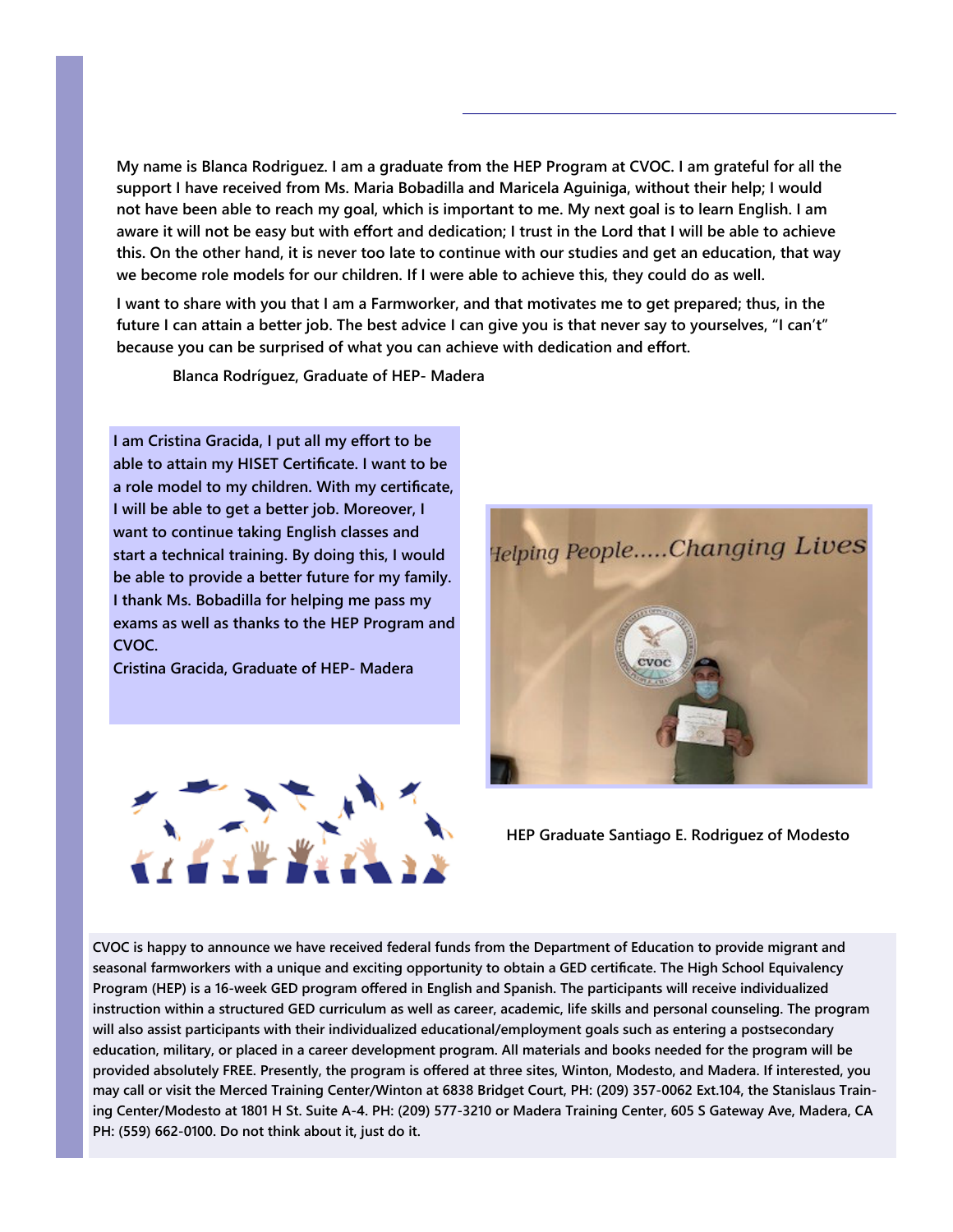My name is Blanca Rodriguez. I am a graduate from the HEP Program at CVOC. I am grateful for all the support I have received from Ms. Maria Bobadilla and Maricela Aguiniga, without their help; I would not have been able to reach my goal, which is important to me. My next goal is to learn English. I am aware it will not be easy but with effort and dedication; I trust in the Lord that I will be able to achieve this. On the other hand, it is never too late to continue with our studies and get an education, that way we become role models for our children. If I were able to achieve this, they could do as well.

I want to share with you that I am a Farmworker, and that motivates me to get prepared; thus, in the future I can attain a better job. The best advice I can give you is that never say to yourselves, "I can't" because you can be surprised of what you can achieve with dedication and effort.

Blanca Rodríguez, Graduate of HEP- Madera

I am Cristina Gracida, I put all my effort to be able to attain my HISET Certificate. I want to be a role model to my children. With my certificate, I will be able to get a better job. Moreover, I want to continue taking English classes and start a technical training. By doing this, I would be able to provide a better future for my family. I thank Ms. Bobadilla for helping me pass my exams as well as thanks to the HEP Program and CVOC.

Cristina Gracida, Graduate of HEP- Madera

HEP Graduate Santiago E. Rodriguez of Modesto

CVOC is happy to announce we have received federal funds from the Department of Education to provide migrant and seasonal farmworkers with a unique and exciting opportunity to obtain a GED certificate. The High School Equivalency Program (HEP) is a 16-week GED program offered in English and Spanish. The participants will receive individualized instruction within a structured GED curriculum as well as career, academic, life skills and personal counseling. The program will also assist participants with their individualized educational/employment goals such as entering a postsecondary education, military, or placed in a career development program. All materials and books needed for the program will be provided absolutely FREE. Presently, the program is offered at three sites, Winton, Modesto, and Madera. If interested, you may call or visit the Merced Training Center/Winton at 6838 Bridget Court, PH: (209) 357-0062 Ext.104, the Stanislaus Training Center/Modesto at 1801 H St. Suite A-4. PH: (209) 577-3210 or Madera Training Center, 605 S Gateway Ave, Madera, CA PH: (559) 662-0100. Do not think about it, just do it.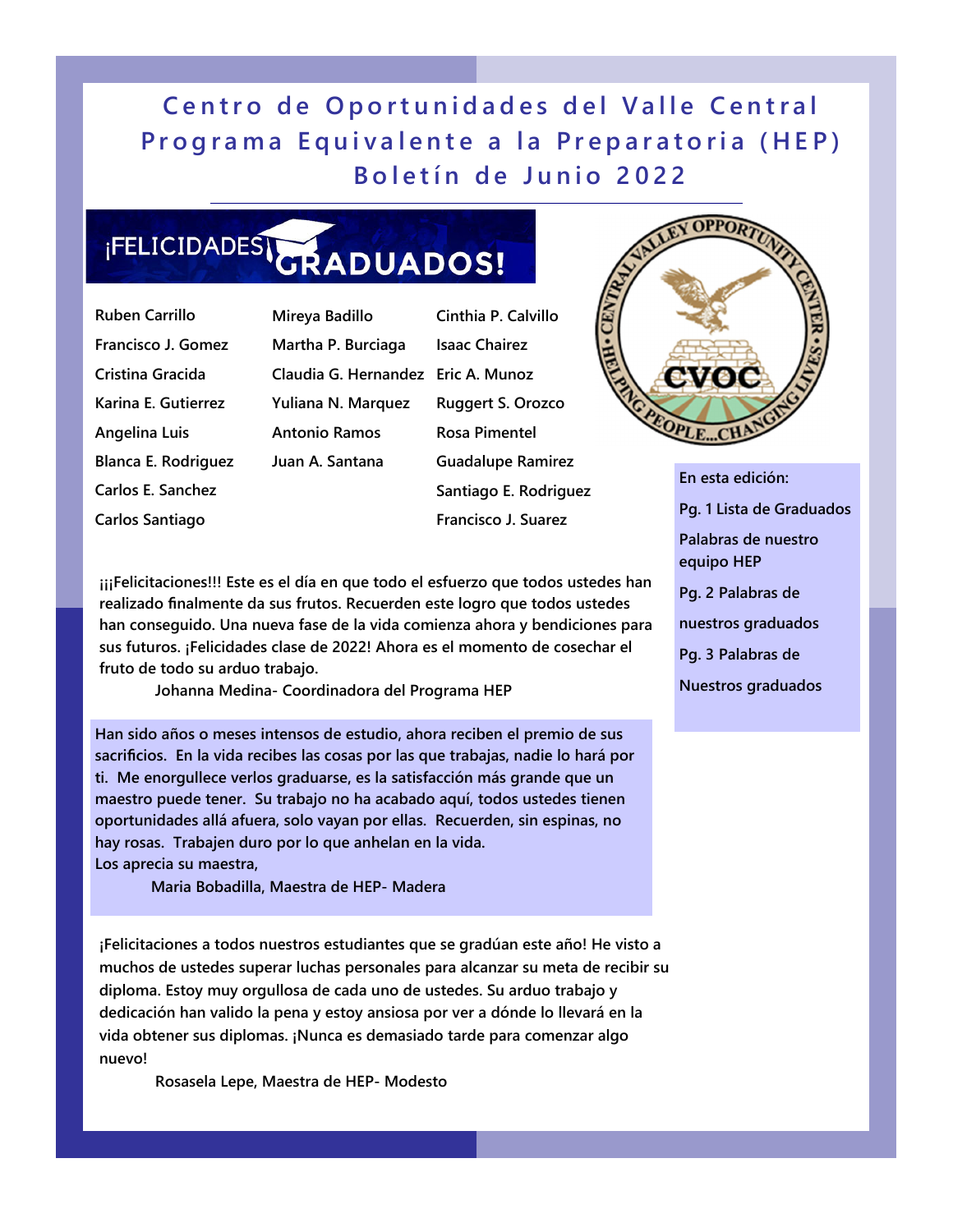# Centro de Oportunidades del Valle Central
# Programa Equivalente a la Preparatoria (HEP)
## Boletín de Junio 2022

## ¡FELICIDADES GRADUADOS!

- Ruben Carrillo
- Francisco J. Gomez
- Cristina Gracida
- Karina E. Gutierrez
- Angelina Luis
- Blanca E. Rodriguez
- Carlos E. Sanchez
- Carlos Santiago
- Mireya Badillo
- Martha P. Burciaga
- Claudia G. Hernandez
- Yuliana N. Marquez
- Antonio Ramos
- Juan A. Santana
- Cinthia P. Calvillo
- Isaac Chairez
- Eric A. Munoz
- Ruggert S. Orozco
- Rosa Pimentel
- Guadalupe Ramirez
- Santiago E. Rodriguez
- Francisco J. Suarez

CENTRAL VALLEY OPPORTUNITY CENTER • HELPING PEOPLE...CHANGING LIVES • CVOC

**En esta edición:**

**Pg. 1 Lista de Graduados**

**Palabras de nuestro equipo HEP**

**Pg. 2 Palabras de nuestros graduados**

**Pg. 3 Palabras de Nuestros graduados**

**¡¡¡Felicitaciones!!! Este es el día en que todo el esfuerzo que todos ustedes han realizado finalmente da sus frutos. Recuerden este logro que todos ustedes han conseguido. Una nueva fase de la vida comienza ahora y bendiciones para sus futuros. ¡Felicidades clase de 2022! Ahora es el momento de cosechar el fruto de todo su arduo trabajo.**

**Johanna Medina- Coordinadora del Programa HEP**

**Han sido años o meses intensos de estudio, ahora reciben el premio de sus sacrificios. En la vida recibes las cosas por las que trabajas, nadie lo hará por ti. Me enorgullece verlos graduarse, es la satisfacción más grande que un maestro puede tener. Su trabajo no ha acabado aquí, todos ustedes tienen oportunidades allá afuera, solo vayan por ellas. Recuerden, sin espinas, no hay rosas. Trabajen duro por lo que anhelan en la vida.**

**Los aprecia su maestra,**

**Maria Bobadilla, Maestra de HEP- Madera**

**¡Felicitaciones a todos nuestros estudiantes que se gradúan este año! He visto a muchos de ustedes superar luchas personales para alcanzar su meta de recibir su diploma. Estoy muy orgullosa de cada uno de ustedes. Su arduo trabajo y dedicación han valido la pena y estoy ansiosa por ver a dónde lo llevará en la vida obtener sus diplomas. ¡Nunca es demasiado tarde para comenzar algo nuevo!**

**Rosasela Lepe, Maestra de HEP- Modesto**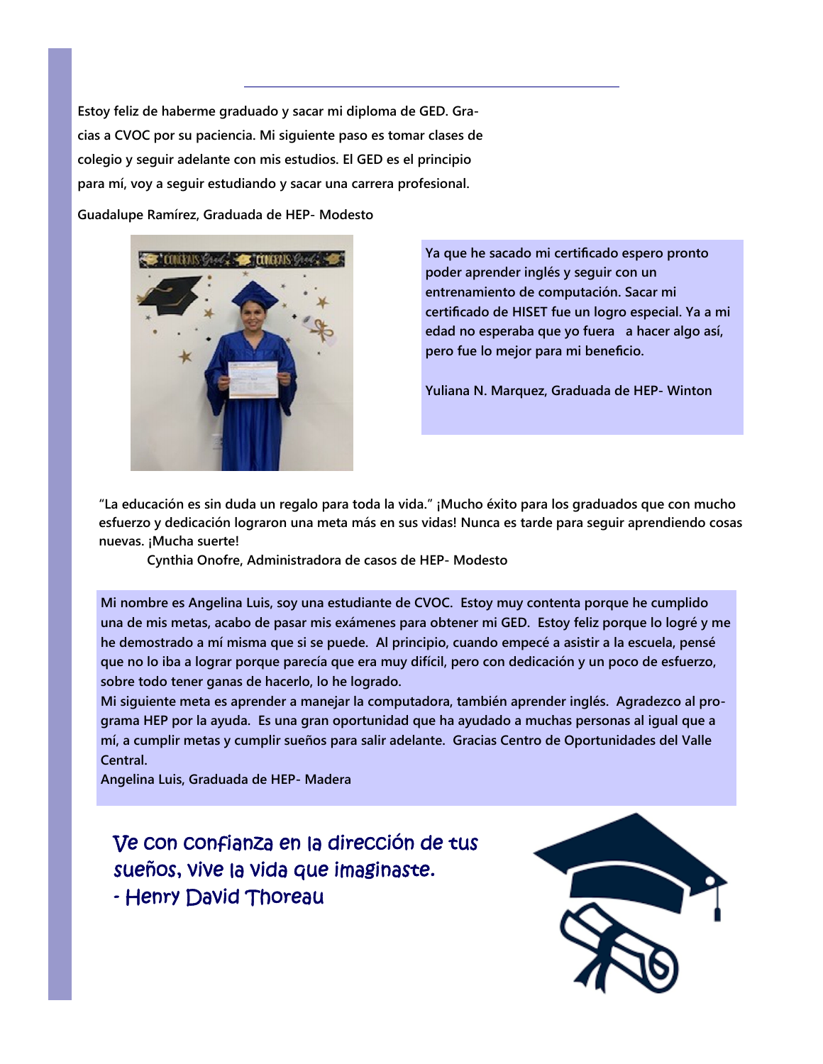Estoy feliz de haberme graduado y sacar mi diploma de GED. Gracias a CVOC por su paciencia. Mi siguiente paso es tomar clases de colegio y seguir adelante con mis estudios. El GED es el principio para mí, voy a seguir estudiando y sacar una carrera profesional.

Guadalupe Ramírez, Graduada de HEP- Modesto

Ya que he sacado mi certificado espero pronto poder aprender inglés y seguir con un entrenamiento de computación. Sacar mi certificado de HISET fue un logro especial. Ya a mi edad no esperaba que yo fuera a hacer algo así, pero fue lo mejor para mi beneficio.

Yuliana N. Marquez, Graduada de HEP- Winton

"La educación es sin duda un regalo para toda la vida." ¡Mucho éxito para los graduados que con mucho esfuerzo y dedicación lograron una meta más en sus vidas! Nunca es tarde para seguir aprendiendo cosas nuevas. ¡Mucha suerte!

Cynthia Onofre, Administradora de casos de HEP- Modesto

Mi nombre es Angelina Luis, soy una estudiante de CVOC. Estoy muy contenta porque he cumplido una de mis metas, acabo de pasar mis exámenes para obtener mi GED. Estoy feliz porque lo logré y me he demostrado a mí misma que si se puede. Al principio, cuando empecé a asistir a la escuela, pensé que no lo iba a lograr porque parecía que era muy difícil, pero con dedicación y un poco de esfuerzo, sobre todo tener ganas de hacerlo, lo he logrado.

Mi siguiente meta es aprender a manejar la computadora, también aprender inglés. Agradezco al programa HEP por la ayuda. Es una gran oportunidad que ha ayudado a muchas personas al igual que a mí, a cumplir metas y cumplir sueños para salir adelante. Gracias Centro de Oportunidades del Valle Central.

Angelina Luis, Graduada de HEP- Madera

*Ve con confianza en la dirección de tus sueños, vive la vida que imaginaste.*
*- Henry David Thoreau*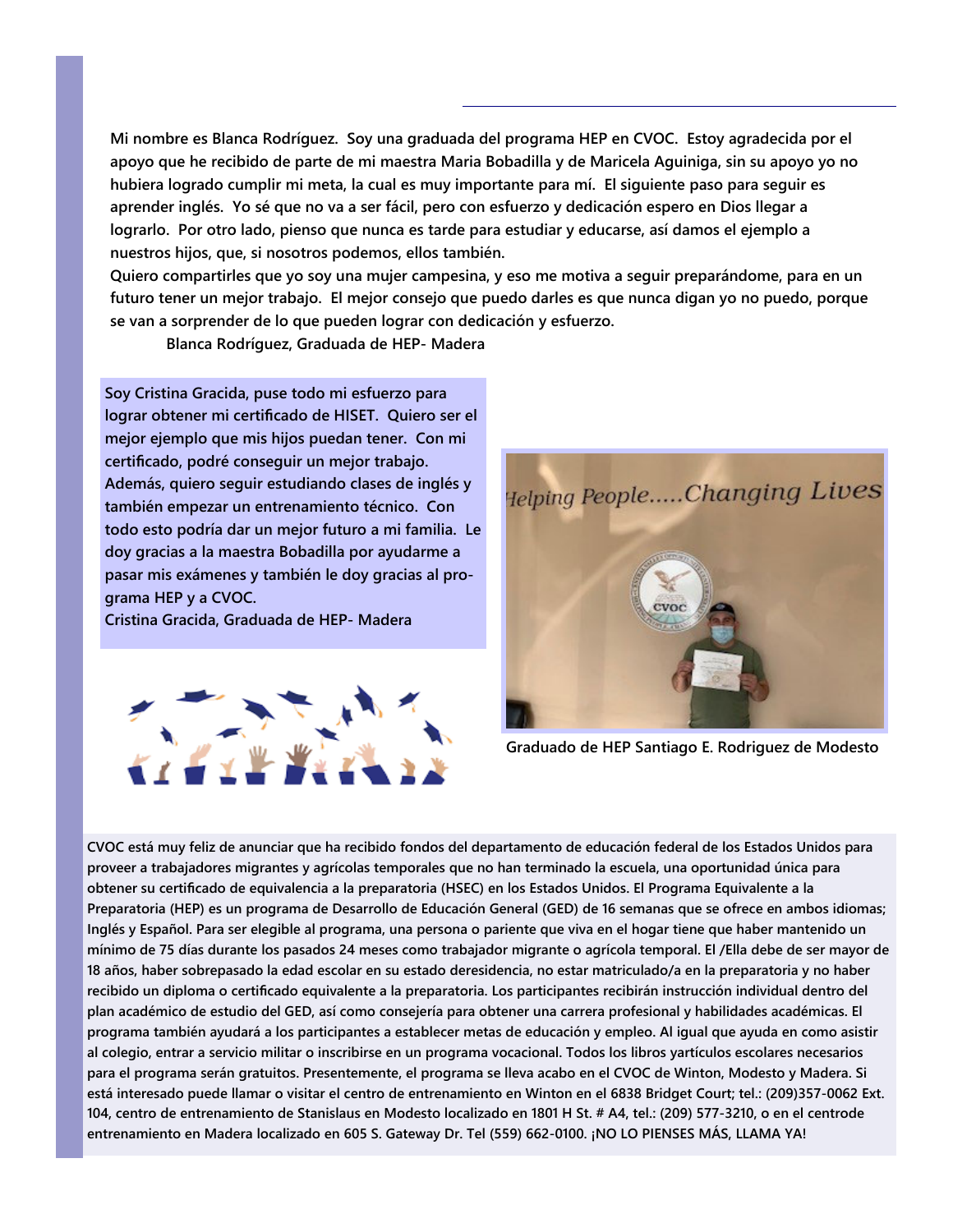Mi nombre es Blanca Rodríguez. Soy una graduada del programa HEP en CVOC. Estoy agradecida por el apoyo que he recibido de parte de mi maestra Maria Bobadilla y de Maricela Aguiniga, sin su apoyo yo no hubiera logrado cumplir mi meta, la cual es muy importante para mí. El siguiente paso para seguir es aprender inglés. Yo sé que no va a ser fácil, pero con esfuerzo y dedicación espero en Dios llegar a lograrlo. Por otro lado, pienso que nunca es tarde para estudiar y educarse, así damos el ejemplo a nuestros hijos, que, si nosotros podemos, ellos también.

Quiero compartirles que yo soy una mujer campesina, y eso me motiva a seguir preparándome, para en un futuro tener un mejor trabajo. El mejor consejo que puedo darles es que nunca digan yo no puedo, porque se van a sorprender de lo que pueden lograr con dedicación y esfuerzo.

Blanca Rodríguez, Graduada de HEP- Madera

Soy Cristina Gracida, puse todo mi esfuerzo para lograr obtener mi certificado de HISET. Quiero ser el mejor ejemplo que mis hijos puedan tener. Con mi certificado, podré conseguir un mejor trabajo. Además, quiero seguir estudiando clases de inglés y también empezar un entrenamiento técnico. Con todo esto podría dar un mejor futuro a mi familia. Le doy gracias a la maestra Bobadilla por ayudarme a pasar mis exámenes y también le doy gracias al programa HEP y a CVOC.

Cristina Gracida, Graduada de HEP- Madera

Graduado de HEP Santiago E. Rodriguez de Modesto

CVOC está muy feliz de anunciar que ha recibido fondos del departamento de educación federal de los Estados Unidos para proveer a trabajadores migrantes y agrícolas temporales que no han terminado la escuela, una oportunidad única para obtener su certificado de equivalencia a la preparatoria (HSEC) en los Estados Unidos. El Programa Equivalente a la Preparatoria (HEP) es un programa de Desarrollo de Educación General (GED) de 16 semanas que se ofrece en ambos idiomas; Inglés y Español. Para ser elegible al programa, una persona o pariente que viva en el hogar tiene que haber mantenido un mínimo de 75 días durante los pasados 24 meses como trabajador migrante o agrícola temporal. El /Ella debe de ser mayor de 18 años, haber sobrepasado la edad escolar en su estado deresidencia, no estar matriculado/a en la preparatoria y no haber recibido un diploma o certificado equivalente a la preparatoria. Los participantes recibirán instrucción individual dentro del plan académico de estudio del GED, así como consejería para obtener una carrera profesional y habilidades académicas. El programa también ayudará a los participantes a establecer metas de educación y empleo. Al igual que ayuda en como asistir al colegio, entrar a servicio militar o inscribirse en un programa vocacional. Todos los libros yartículos escolares necesarios para el programa serán gratuitos. Presentemente, el programa se lleva acabo en el CVOC de Winton, Modesto y Madera. Si está interesado puede llamar o visitar el centro de entrenamiento en Winton en el 6838 Bridget Court; tel.: (209)357-0062 Ext. 104, centro de entrenamiento de Stanislaus en Modesto localizado en 1801 H St. # A4, tel.: (209) 577-3210, o en el centrode entrenamiento en Madera localizado en 605 S. Gateway Dr. Tel (559) 662-0100. ¡NO LO PIENSES MÁS, LLAMA YA!